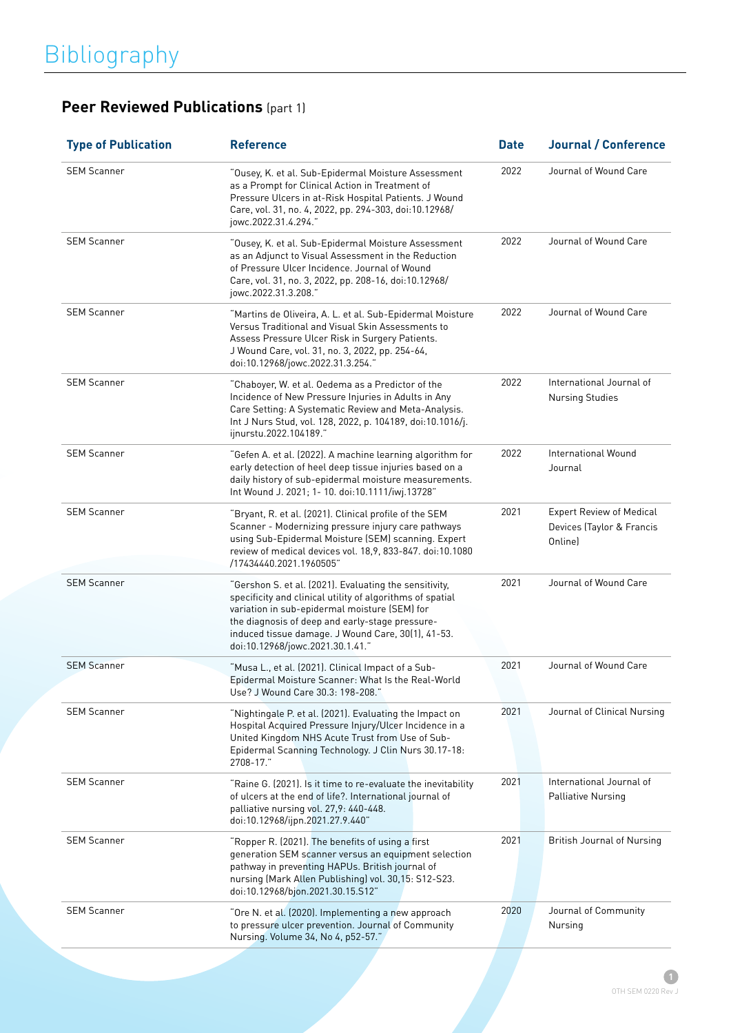# Bibliography

## **Peer Reviewed Publications** (part 1)

| Type of Publication | Reference | Date | Journal / Conference |
|---|---|---|---|
| SEM Scanner | "Ousey, K. et al. Sub-Epidermal Moisture Assessment as a Prompt for Clinical Action in Treatment of Pressure Ulcers in at-Risk Hospital Patients. J Wound Care, vol. 31, no. 4, 2022, pp. 294-303, doi:10.12968/jowc.2022.31.4.294." | 2022 | Journal of Wound Care |
| SEM Scanner | "Ousey, K. et al. Sub-Epidermal Moisture Assessment as an Adjunct to Visual Assessment in the Reduction of Pressure Ulcer Incidence. Journal of Wound Care, vol. 31, no. 3, 2022, pp. 208-16, doi:10.12968/jowc.2022.31.3.208." | 2022 | Journal of Wound Care |
| SEM Scanner | "Martins de Oliveira, A. L. et al. Sub-Epidermal Moisture Versus Traditional and Visual Skin Assessments to Assess Pressure Ulcer Risk in Surgery Patients. J Wound Care, vol. 31, no. 3, 2022, pp. 254-64, doi:10.12968/jowc.2022.31.3.254." | 2022 | Journal of Wound Care |
| SEM Scanner | "Chaboyer, W. et al. Oedema as a Predictor of the Incidence of New Pressure Injuries in Adults in Any Care Setting: A Systematic Review and Meta-Analysis. Int J Nurs Stud, vol. 128, 2022, p. 104189, doi:10.1016/j.ijnurstu.2022.104189." | 2022 | International Journal of Nursing Studies |
| SEM Scanner | "Gefen A. et al. (2022). A machine learning algorithm for early detection of heel deep tissue injuries based on a daily history of sub-epidermal moisture measurements. Int Wound J. 2021; 1- 10. doi:10.1111/iwj.13728" | 2022 | International Wound Journal |
| SEM Scanner | "Bryant, R. et al. (2021). Clinical profile of the SEM Scanner - Modernizing pressure injury care pathways using Sub-Epidermal Moisture (SEM) scanning. Expert review of medical devices vol. 18,9, 833-847. doi:10.1080/17434440.2021.1960505" | 2021 | Expert Review of Medical Devices (Taylor & Francis Online) |
| SEM Scanner | "Gershon S. et al. (2021). Evaluating the sensitivity, specificity and clinical utility of algorithms of spatial variation in sub-epidermal moisture (SEM) for the diagnosis of deep and early-stage pressure-induced tissue damage. J Wound Care, 30(1), 41-53. doi:10.12968/jowc.2021.30.1.41." | 2021 | Journal of Wound Care |
| SEM Scanner | "Musa L., et al. (2021). Clinical Impact of a Sub-Epidermal Moisture Scanner: What Is the Real-World Use? J Wound Care 30.3: 198-208." | 2021 | Journal of Wound Care |
| SEM Scanner | "Nightingale P. et al. (2021). Evaluating the Impact on Hospital Acquired Pressure Injury/Ulcer Incidence in a United Kingdom NHS Acute Trust from Use of Sub-Epidermal Scanning Technology. J Clin Nurs 30.17-18: 2708-17." | 2021 | Journal of Clinical Nursing |
| SEM Scanner | "Raine G. (2021). Is it time to re-evaluate the inevitability of ulcers at the end of life?. International journal of palliative nursing vol. 27,9: 440-448. doi:10.12968/ijpn.2021.27.9.440" | 2021 | International Journal of Palliative Nursing |
| SEM Scanner | "Ropper R. (2021). The benefits of using a first generation SEM scanner versus an equipment selection pathway in preventing HAPUs. British journal of nursing (Mark Allen Publishing) vol. 30,15: S12-S23. doi:10.12968/bjon.2021.30.15.S12" | 2021 | British Journal of Nursing |
| SEM Scanner | "Ore N. et al. (2020). Implementing a new approach to pressure ulcer prevention. Journal of Community Nursing. Volume 34, No 4, p52-57." | 2020 | Journal of Community Nursing |

OTH SEM 0220 Rev J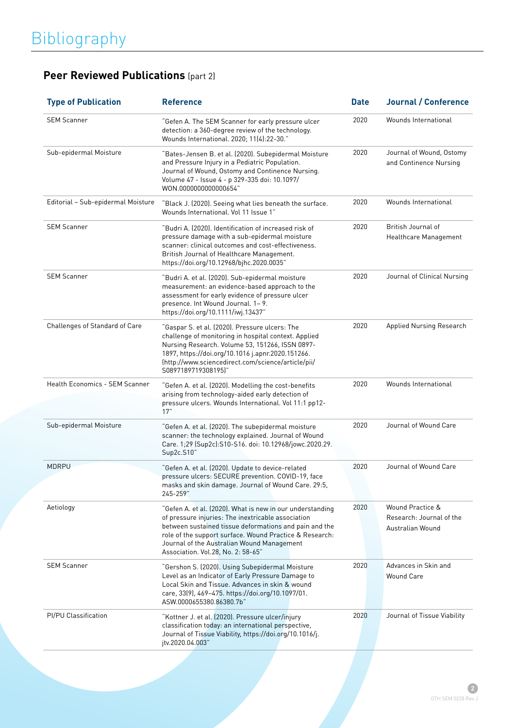# Bibliography

## **Peer Reviewed Publications** (part 2)

| Type of Publication | Reference | Date | Journal / Conference |
|---|---|---|---|
| SEM Scanner | "Gefen A. The SEM Scanner for early pressure ulcer detection: a 360-degree review of the technology. Wounds International. 2020; 11(4):22-30." | 2020 | Wounds International |
| Sub-epidermal Moisture | "Bates-Jensen B. et al. (2020). Subepidermal Moisture and Pressure Injury in a Pediatric Population. Journal of Wound, Ostomy and Continence Nursing. Volume 47 - Issue 4 - p 329-335 doi: 10.1097/ WON.0000000000000654" | 2020 | Journal of Wound, Ostomy and Continence Nursing |
| Editorial – Sub-epidermal Moisture | "Black J. (2020). Seeing what lies beneath the surface. Wounds International. Vol 11 Issue 1" | 2020 | Wounds International |
| SEM Scanner | "Budri A. (2020). Identification of increased risk of pressure damage with a sub-epidermal moisture scanner: clinical outcomes and cost-effectiveness. British Journal of Healthcare Management. https://doi.org/10.12968/bjhc.2020.0035" | 2020 | British Journal of Healthcare Management |
| SEM Scanner | "Budri A. et al. (2020). Sub-epidermal moisture measurement: an evidence-based approach to the assessment for early evidence of pressure ulcer presence. Int Wound Journal. 1– 9. https://doi.org/10.1111/iwj.13437" | 2020 | Journal of Clinical Nursing |
| Challenges of Standard of Care | "Gaspar S. et al. (2020). Pressure ulcers: The challenge of monitoring in hospital context. Applied Nursing Research. Volume 53, 151266, ISSN 0897-1897, https://doi.org/10.1016 j.apnr.2020.151266. (http://www.sciencedirect.com/science/article/pii/ S0897189719308195)" | 2020 | Applied Nursing Research |
| Health Economics - SEM Scanner | "Gefen A. et al. (2020). Modelling the cost-benefits arising from technology-aided early detection of pressure ulcers. Wounds International. Vol 11:1 pp12-17" | 2020 | Wounds International |
| Sub-epidermal Moisture | "Gefen A. et al. (2020). The subepidermal moisture scanner: the technology explained. Journal of Wound Care. 1;29 (Sup2c):S10-S16. doi: 10.12968/jowc.2020.29. Sup2c.S10" | 2020 | Journal of Wound Care |
| MDRPU | "Gefen A. et al. (2020). Update to device-related pressure ulcers: SECURE prevention. COVID-19, face masks and skin damage. Journal of Wound Care. 29:5, 245-259" | 2020 | Journal of Wound Care |
| Aetiology | "Gefen A. et al. (2020). What is new in our understanding of pressure injuries: The inextricable association between sustained tissue deformations and pain and the role of the support surface. Wound Practice & Research: Journal of the Australian Wound Management Association. Vol.28, No. 2: 58-65" | 2020 | Wound Practice & Research: Journal of the Australian Wound |
| SEM Scanner | "Gershon S. (2020). Using Subepidermal Moisture Level as an Indicator of Early Pressure Damage to Local Skin and Tissue. Advances in skin & wound care, 33(9), 469–475. https://doi.org/10.1097/01. ASW.0000655380.86380.7b" | 2020 | Advances in Skin and Wound Care |
| PI/PU Classification | "Kottner J. et al. (2020). Pressure ulcer/injury classification today: an international perspective, Journal of Tissue Viability, https://doi.org/10.1016/j. jtv.2020.04.003" | 2020 | Journal of Tissue Viability |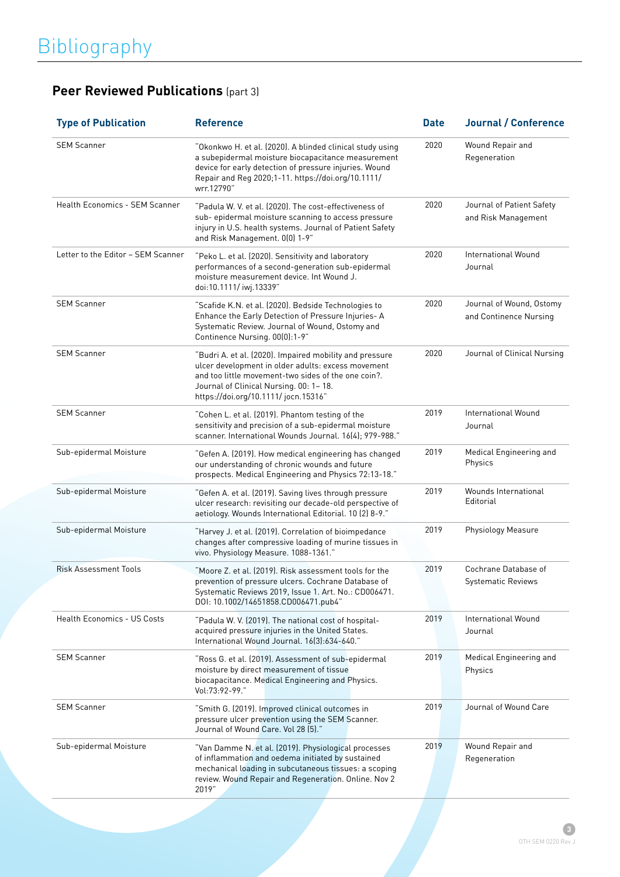# Bibliography

## **Peer Reviewed Publications** (part 3)

| Type of Publication | Reference | Date | Journal / Conference |
|---|---|---|---|
| SEM Scanner | "Okonkwo H. et al. (2020). A blinded clinical study using a subepidermal moisture biocapacitance measurement device for early detection of pressure injuries. Wound Repair and Reg 2020;1-11. https://doi.org/10.1111/ wrr.12790" | 2020 | Wound Repair and Regeneration |
| Health Economics - SEM Scanner | "Padula W. V. et al. (2020). The cost-effectiveness of sub- epidermal moisture scanning to access pressure injury in U.S. health systems. Journal of Patient Safety and Risk Management. 0(0) 1-9" | 2020 | Journal of Patient Safety and Risk Management |
| Letter to the Editor – SEM Scanner | "Peko L. et al. (2020). Sensitivity and laboratory performances of a second-generation sub-epidermal moisture measurement device. Int Wound J. doi:10.1111/ iwj.13339" | 2020 | International Wound Journal |
| SEM Scanner | "Scafide K.N. et al. (2020). Bedside Technologies to Enhance the Early Detection of Pressure Injuries- A Systematic Review. Journal of Wound, Ostomy and Continence Nursing. 00(0):1-9" | 2020 | Journal of Wound, Ostomy and Continence Nursing |
| SEM Scanner | "Budri A. et al. (2020). Impaired mobility and pressure ulcer development in older adults: excess movement and too little movement-two sides of the one coin?. Journal of Clinical Nursing. 00: 1– 18. https://doi.org/10.1111/ jocn.15316" | 2020 | Journal of Clinical Nursing |
| SEM Scanner | "Cohen L. et al. (2019). Phantom testing of the sensitivity and precision of a sub-epidermal moisture scanner. International Wounds Journal. 16(4); 979-988." | 2019 | International Wound Journal |
| Sub-epidermal Moisture | "Gefen A. (2019). How medical engineering has changed our understanding of chronic wounds and future prospects. Medical Engineering and Physics 72:13-18." | 2019 | Medical Engineering and Physics |
| Sub-epidermal Moisture | "Gefen A. et al. (2019). Saving lives through pressure ulcer research: revisiting our decade-old perspective of aetiology. Wounds International Editorial. 10 (2) 8-9." | 2019 | Wounds International Editorial |
| Sub-epidermal Moisture | "Harvey J. et al. (2019). Correlation of bioimpedance changes after compressive loading of murine tissues in vivo. Physiology Measure. 1088-1361." | 2019 | Physiology Measure |
| Risk Assessment Tools | "Moore Z. et al. (2019). Risk assessment tools for the prevention of pressure ulcers. Cochrane Database of Systematic Reviews 2019, Issue 1. Art. No.: CD006471. DOI: 10.1002/14651858.CD006471.pub4" | 2019 | Cochrane Database of Systematic Reviews |
| Health Economics - US Costs | "Padula W. V. (2019). The national cost of hospital-acquired pressure injuries in the United States. International Wound Journal. 16(3):634-640." | 2019 | International Wound Journal |
| SEM Scanner | "Ross G. et al. (2019). Assessment of sub-epidermal moisture by direct measurement of tissue biocapacitance. Medical Engineering and Physics. Vol:73:92-99." | 2019 | Medical Engineering and Physics |
| SEM Scanner | "Smith G. (2019). Improved clinical outcomes in pressure ulcer prevention using the SEM Scanner. Journal of Wound Care. Vol 28 (5)." | 2019 | Journal of Wound Care |
| Sub-epidermal Moisture | "Van Damme N. et al. (2019). Physiological processes of inflammation and oedema initiated by sustained mechanical loading in subcutaneous tissues: a scoping review. Wound Repair and Regeneration. Online. Nov 2 2019" | 2019 | Wound Repair and Regeneration |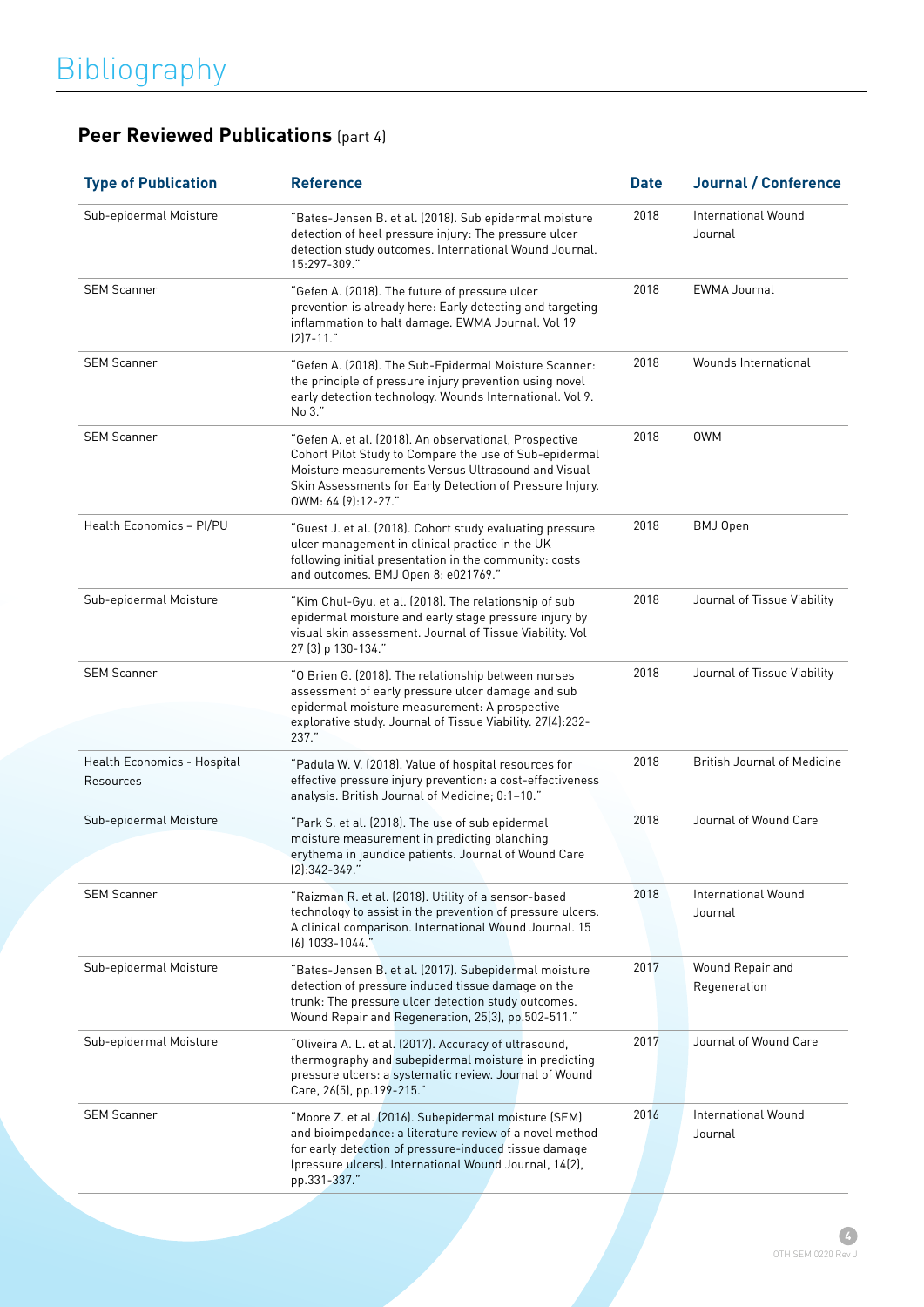# Bibliography

## **Peer Reviewed Publications** (part 4)

| Type of Publication | Reference | Date | Journal / Conference |
|---|---|---|---|
| Sub-epidermal Moisture | "Bates-Jensen B. et al. (2018). Sub epidermal moisture detection of heel pressure injury: The pressure ulcer detection study outcomes. International Wound Journal. 15:297-309." | 2018 | International Wound Journal |
| SEM Scanner | "Gefen A. (2018). The future of pressure ulcer prevention is already here: Early detecting and targeting inflammation to halt damage. EWMA Journal. Vol 19 (2)7-11." | 2018 | EWMA Journal |
| SEM Scanner | "Gefen A. (2018). The Sub-Epidermal Moisture Scanner: the principle of pressure injury prevention using novel early detection technology. Wounds International. Vol 9. No 3." | 2018 | Wounds International |
| SEM Scanner | "Gefen A. et al. (2018). An observational, Prospective Cohort Pilot Study to Compare the use of Sub-epidermal Moisture measurements Versus Ultrasound and Visual Skin Assessments for Early Detection of Pressure Injury. OWM: 64 (9):12-27." | 2018 | OWM |
| Health Economics – PI/PU | "Guest J. et al. (2018). Cohort study evaluating pressure ulcer management in clinical practice in the UK following initial presentation in the community: costs and outcomes. BMJ Open 8: e021769." | 2018 | BMJ Open |
| Sub-epidermal Moisture | "Kim Chul-Gyu. et al. (2018). The relationship of sub epidermal moisture and early stage pressure injury by visual skin assessment. Journal of Tissue Viability. Vol 27 (3) p 130-134." | 2018 | Journal of Tissue Viability |
| SEM Scanner | "O Brien G. (2018). The relationship between nurses assessment of early pressure ulcer damage and sub epidermal moisture measurement: A prospective explorative study. Journal of Tissue Viability. 27(4):232-237." | 2018 | Journal of Tissue Viability |
| Health Economics - Hospital Resources | "Padula W. V. (2018). Value of hospital resources for effective pressure injury prevention: a cost-effectiveness analysis. British Journal of Medicine; 0:1–10." | 2018 | British Journal of Medicine |
| Sub-epidermal Moisture | "Park S. et al. (2018). The use of sub epidermal moisture measurement in predicting blanching erythema in jaundice patients. Journal of Wound Care (2):342-349." | 2018 | Journal of Wound Care |
| SEM Scanner | "Raizman R. et al. (2018). Utility of a sensor-based technology to assist in the prevention of pressure ulcers. A clinical comparison. International Wound Journal. 15 (6) 1033-1044." | 2018 | International Wound Journal |
| Sub-epidermal Moisture | "Bates-Jensen B. et al. (2017). Subepidermal moisture detection of pressure induced tissue damage on the trunk: The pressure ulcer detection study outcomes. Wound Repair and Regeneration, 25(3), pp.502-511." | 2017 | Wound Repair and Regeneration |
| Sub-epidermal Moisture | "Oliveira A. L. et al. (2017). Accuracy of ultrasound, thermography and subepidermal moisture in predicting pressure ulcers: a systematic review. Journal of Wound Care, 26(5), pp.199-215." | 2017 | Journal of Wound Care |
| SEM Scanner | "Moore Z. et al. (2016). Subepidermal moisture (SEM) and bioimpedance: a literature review of a novel method for early detection of pressure-induced tissue damage (pressure ulcers). International Wound Journal, 14(2), pp.331-337." | 2016 | International Wound Journal |

OTH SEM 0220 Rev J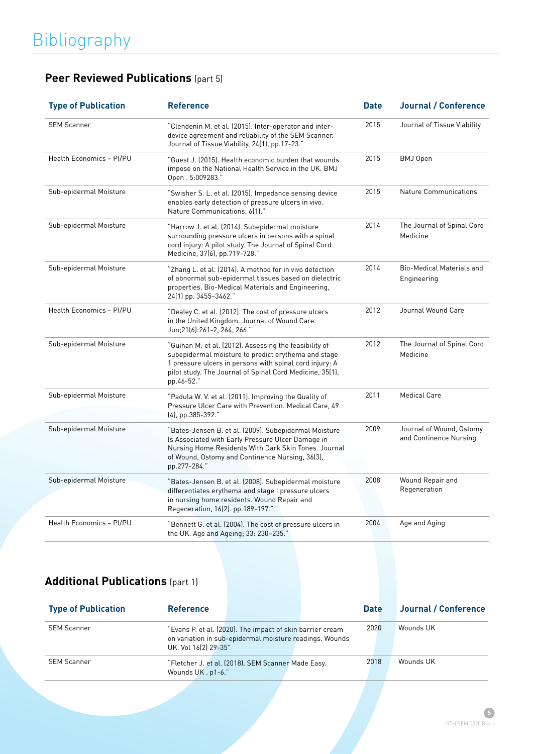# Bibliography

## **Peer Reviewed Publications** (part 5)

| Type of Publication | Reference | Date | Journal / Conference |
|---|---|---|---|
| SEM Scanner | "Clendenin M. et al. (2015). Inter-operator and inter-device agreement and reliability of the SEM Scanner. Journal of Tissue Viability, 24(1), pp.17-23." | 2015 | Journal of Tissue Viability |
| Health Economics – PI/PU | "Guest J. (2015). Health economic burden that wounds impose on the National Health Service in the UK. BMJ Open . 5:009283." | 2015 | BMJ Open |
| Sub-epidermal Moisture | "Swisher S. L. et al. (2015). Impedance sensing device enables early detection of pressure ulcers in vivo. Nature Communications, 6(1)." | 2015 | Nature Communications |
| Sub-epidermal Moisture | "Harrow J. et al. (2014). Subepidermal moisture surrounding pressure ulcers in persons with a spinal cord injury: A pilot study. The Journal of Spinal Cord Medicine, 37(6), pp.719-728." | 2014 | The Journal of Spinal Cord Medicine |
| Sub-epidermal Moisture | "Zhang L. et al. (2014). A method for in vivo detection of abnormal sub-epidermal tissues based on dielectric properties. Bio-Medical Materials and Engineering, 24(1) pp. 3455–3462." | 2014 | Bio-Medical Materials and Engineering |
| Health Economics – PI/PU | "Dealey C. et al. (2012). The cost of pressure ulcers in the United Kingdom. Journal of Wound Care. Jun;21(6):261-2, 264, 266." | 2012 | Journal Wound Care |
| Sub-epidermal Moisture | "Guihan M. et al. (2012). Assessing the feasibility of subepidermal moisture to predict erythema and stage 1 pressure ulcers in persons with spinal cord injury: A pilot study. The Journal of Spinal Cord Medicine, 35(1), pp.46-52." | 2012 | The Journal of Spinal Cord Medicine |
| Sub-epidermal Moisture | "Padula W. V. et al. (2011). Improving the Quality of Pressure Ulcer Care with Prevention. Medical Care, 49 (4), pp.385-392." | 2011 | Medical Care |
| Sub-epidermal Moisture | "Bates-Jensen B. et al. (2009). Subepidermal Moisture Is Associated with Early Pressure Ulcer Damage in Nursing Home Residents With Dark Skin Tones. Journal of Wound, Ostomy and Continence Nursing, 36(3), pp.277-284." | 2009 | Journal of Wound, Ostomy and Continence Nursing |
| Sub-epidermal Moisture | "Bates-Jensen B. et al. (2008). Subepidermal moisture differentiates erythema and stage I pressure ulcers in nursing home residents. Wound Repair and Regeneration, 16(2). pp.189-197." | 2008 | Wound Repair and Regeneration |
| Health Economics – PI/PU | "Bennett G. et al. (2004). The cost of pressure ulcers in the UK. Age and Ageing; 33: 230–235." | 2004 | Age and Aging |

## **Additional Publications** (part 1)

| Type of Publication | Reference | Date | Journal / Conference |
|---|---|---|---|
| SEM Scanner | "Evans P. et al. (2020). The impact of skin barrier cream on variation in sub-epidermal moisture readings. Wounds UK. Vol 16(2) 29-35" | 2020 | Wounds UK |
| SEM Scanner | "Fletcher J. et al. (2018). SEM Scanner Made Easy. Wounds UK . p1-6." | 2018 | Wounds UK |

OTH SEM 0220 Rev J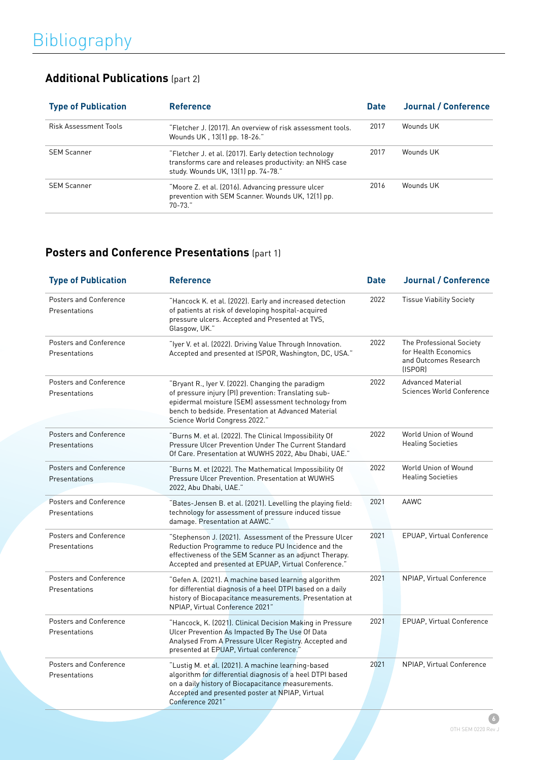# Bibliography

## Additional Publications (part 2)

| Type of Publication | Reference | Date | Journal / Conference |
| --- | --- | --- | --- |
| Risk Assessment Tools | "Fletcher J. (2017). An overview of risk assessment tools. Wounds UK , 13(1) pp. 18-26." | 2017 | Wounds UK |
| SEM Scanner | "Fletcher J. et al. (2017). Early detection technology transforms care and releases productivity: an NHS case study. Wounds UK, 13(1) pp. 74-78." | 2017 | Wounds UK |
| SEM Scanner | "Moore Z. et al. (2016). Advancing pressure ulcer prevention with SEM Scanner. Wounds UK, 12(1) pp. 70-73." | 2016 | Wounds UK |

## Posters and Conference Presentations (part 1)

| Type of Publication | Reference | Date | Journal / Conference |
| --- | --- | --- | --- |
| Posters and Conference Presentations | "Hancock K. et al. (2022). Early and increased detection of patients at risk of developing hospital-acquired pressure ulcers. Accepted and Presented at TVS, Glasgow, UK." | 2022 | Tissue Viability Society |
| Posters and Conference Presentations | "Iyer V. et al. (2022). Driving Value Through Innovation. Accepted and presented at ISPOR, Washington, DC, USA." | 2022 | The Professional Society for Health Economics and Outcomes Research (ISPOR) |
| Posters and Conference Presentations | "Bryant R., Iyer V. (2022). Changing the paradigm of pressure injury (PI) prevention: Translating sub-epidermal moisture (SEM) assessment technology from bench to bedside. Presentation at Advanced Material Science World Congress 2022." | 2022 | Advanced Material Sciences World Conference |
| Posters and Conference Presentations | "Burns M. et al. (2022). The Clinical Impossibility Of Pressure Ulcer Prevention Under The Current Standard Of Care. Presentation at WUWHS 2022, Abu Dhabi, UAE." | 2022 | World Union of Wound Healing Societies |
| Posters and Conference Presentations | "Burns M. et (2022). The Mathematical Impossibility Of Pressure Ulcer Prevention. Presentation at WUWHS 2022, Abu Dhabi, UAE." | 2022 | World Union of Wound Healing Societies |
| Posters and Conference Presentations | "Bates-Jensen B. et al. (2021). Levelling the playing field: technology for assessment of pressure induced tissue damage. Presentation at AAWC." | 2021 | AAWC |
| Posters and Conference Presentations | "Stephenson J. (2021). Assessment of the Pressure Ulcer Reduction Programme to reduce PU Incidence and the effectiveness of the SEM Scanner as an adjunct Therapy. Accepted and presented at EPUAP, Virtual Conference." | 2021 | EPUAP, Virtual Conference |
| Posters and Conference Presentations | "Gefen A. (2021). A machine based learning algorithm for differential diagnosis of a heel DTPI based on a daily history of Biocapacitance measurements. Presentation at NPIAP, Virtual Conference 2021" | 2021 | NPIAP, Virtual Conference |
| Posters and Conference Presentations | "Hancock, K. (2021). Clinical Decision Making in Pressure Ulcer Prevention As Impacted By The Use Of Data Analysed From A Pressure Ulcer Registry. Accepted and presented at EPUAP, Virtual conference." | 2021 | EPUAP, Virtual Conference |
| Posters and Conference Presentations | "Lustig M. et al. (2021). A machine learning-based algorithm for differential diagnosis of a heel DTPI based on a daily history of Biocapacitance measurements. Accepted and presented poster at NPIAP, Virtual Conference 2021" | 2021 | NPIAP, Virtual Conference |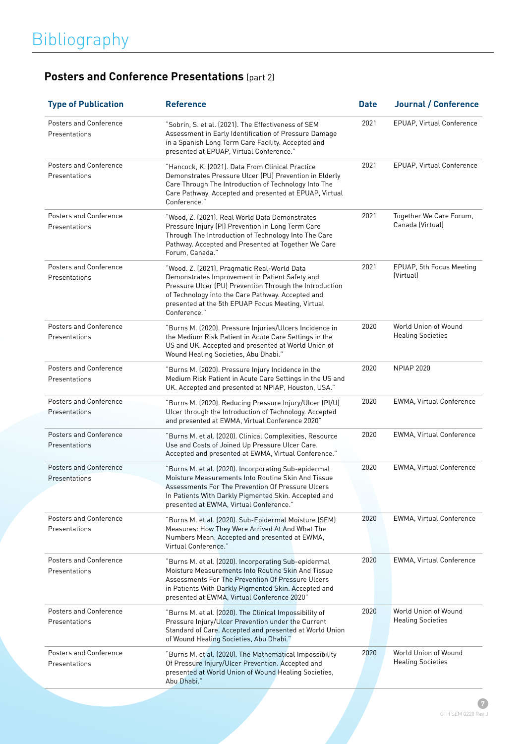# Bibliography

## Posters and Conference Presentations (part 2)

| Type of Publication | Reference | Date | Journal / Conference |
|---|---|---|---|
| Posters and Conference Presentations | "Sobrin, S. et al. (2021). The Effectiveness of SEM Assessment in Early Identification of Pressure Damage in a Spanish Long Term Care Facility. Accepted and presented at EPUAP, Virtual Conference." | 2021 | EPUAP, Virtual Conference |
| Posters and Conference Presentations | "Hancock, K. (2021). Data From Clinical Practice Demonstrates Pressure Ulcer (PU) Prevention in Elderly Care Through The Introduction of Technology Into The Care Pathway. Accepted and presented at EPUAP, Virtual Conference." | 2021 | EPUAP, Virtual Conference |
| Posters and Conference Presentations | "Wood, Z. (2021). Real World Data Demonstrates Pressure Injury (PI) Prevention in Long Term Care Through The Introduction of Technology Into The Care Pathway. Accepted and Presented at Together We Care Forum, Canada." | 2021 | Together We Care Forum, Canada (Virtual) |
| Posters and Conference Presentations | "Wood. Z. (2021). Pragmatic Real-World Data Demonstrates Improvement in Patient Safety and Pressure Ulcer (PU) Prevention Through the Introduction of Technology into the Care Pathway. Accepted and presented at the 5th EPUAP Focus Meeting, Virtual Conference." | 2021 | EPUAP, 5th Focus Meeting (Virtual) |
| Posters and Conference Presentations | "Burns M. (2020). Pressure Injuries/Ulcers Incidence in the Medium Risk Patient in Acute Care Settings in the US and UK. Accepted and presented at World Union of Wound Healing Societies, Abu Dhabi." | 2020 | World Union of Wound Healing Societies |
| Posters and Conference Presentations | "Burns M. (2020). Pressure Injury Incidence in the Medium Risk Patient in Acute Care Settings in the US and UK. Accepted and presented at NPIAP, Houston, USA." | 2020 | NPIAP 2020 |
| Posters and Conference Presentations | "Burns M. (2020). Reducing Pressure Injury/Ulcer (PI/U) Ulcer through the Introduction of Technology. Accepted and presented at EWMA, Virtual Conference 2020" | 2020 | EWMA, Virtual Conference |
| Posters and Conference Presentations | "Burns M. et al. (2020). Clinical Complexities, Resource Use and Costs of Joined Up Pressure Ulcer Care. Accepted and presented at EWMA, Virtual Conference." | 2020 | EWMA, Virtual Conference |
| Posters and Conference Presentations | "Burns M. et al. (2020). Incorporating Sub-epidermal Moisture Measurements Into Routine Skin And Tissue Assessments For The Prevention Of Pressure Ulcers In Patients With Darkly Pigmented Skin. Accepted and presented at EWMA, Virtual Conference." | 2020 | EWMA, Virtual Conference |
| Posters and Conference Presentations | "Burns M. et al. (2020). Sub-Epidermal Moisture (SEM) Measures: How They Were Arrived At And What The Numbers Mean. Accepted and presented at EWMA, Virtual Conference." | 2020 | EWMA, Virtual Conference |
| Posters and Conference Presentations | "Burns M. et al. (2020). Incorporating Sub-epidermal Moisture Measurements Into Routine Skin And Tissue Assessments For The Prevention Of Pressure Ulcers in Patients With Darkly Pigmented Skin. Accepted and presented at EWMA, Virtual Conference 2020" | 2020 | EWMA, Virtual Conference |
| Posters and Conference Presentations | "Burns M. et al. (2020). The Clinical Impossibility of Pressure Injury/Ulcer Prevention under the Current Standard of Care. Accepted and presented at World Union of Wound Healing Societies, Abu Dhabi." | 2020 | World Union of Wound Healing Societies |
| Posters and Conference Presentations | "Burns M. et al. (2020). The Mathematical Impossibility Of Pressure Injury/Ulcer Prevention. Accepted and presented at World Union of Wound Healing Societies, Abu Dhabi." | 2020 | World Union of Wound Healing Societies |

OTH SEM 0220 Rev J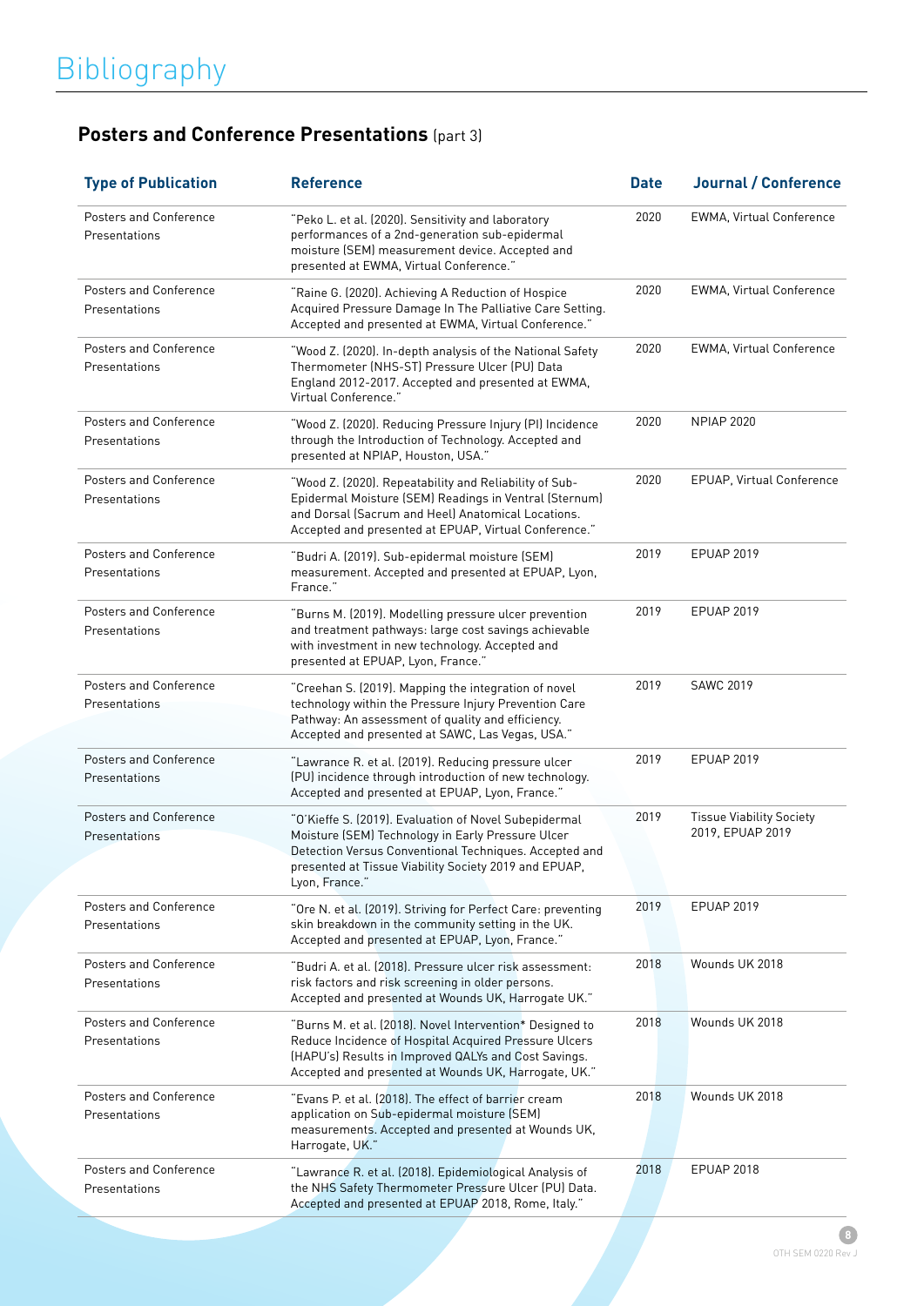# Bibliography

## **Posters and Conference Presentations** (part 3)

| Type of Publication | Reference | Date | Journal / Conference |
|---|---|---|---|
| Posters and Conference Presentations | "Peko L. et al. (2020). Sensitivity and laboratory performances of a 2nd-generation sub-epidermal moisture (SEM) measurement device. Accepted and presented at EWMA, Virtual Conference." | 2020 | EWMA, Virtual Conference |
| Posters and Conference Presentations | "Raine G. (2020). Achieving A Reduction of Hospice Acquired Pressure Damage In The Palliative Care Setting. Accepted and presented at EWMA, Virtual Conference." | 2020 | EWMA, Virtual Conference |
| Posters and Conference Presentations | "Wood Z. (2020). In-depth analysis of the National Safety Thermometer (NHS-ST) Pressure Ulcer (PU) Data England 2012-2017. Accepted and presented at EWMA, Virtual Conference." | 2020 | EWMA, Virtual Conference |
| Posters and Conference Presentations | "Wood Z. (2020). Reducing Pressure Injury (PI) Incidence through the Introduction of Technology. Accepted and presented at NPIAP, Houston, USA." | 2020 | NPIAP 2020 |
| Posters and Conference Presentations | "Wood Z. (2020). Repeatability and Reliability of Sub-Epidermal Moisture (SEM) Readings in Ventral (Sternum) and Dorsal (Sacrum and Heel) Anatomical Locations. Accepted and presented at EPUAP, Virtual Conference." | 2020 | EPUAP, Virtual Conference |
| Posters and Conference Presentations | "Budri A. (2019). Sub-epidermal moisture (SEM) measurement. Accepted and presented at EPUAP, Lyon, France." | 2019 | EPUAP 2019 |
| Posters and Conference Presentations | "Burns M. (2019). Modelling pressure ulcer prevention and treatment pathways: large cost savings achievable with investment in new technology. Accepted and presented at EPUAP, Lyon, France." | 2019 | EPUAP 2019 |
| Posters and Conference Presentations | "Creehan S. (2019). Mapping the integration of novel technology within the Pressure Injury Prevention Care Pathway: An assessment of quality and efficiency. Accepted and presented at SAWC, Las Vegas, USA." | 2019 | SAWC 2019 |
| Posters and Conference Presentations | "Lawrance R. et al. (2019). Reducing pressure ulcer (PU) incidence through introduction of new technology. Accepted and presented at EPUAP, Lyon, France." | 2019 | EPUAP 2019 |
| Posters and Conference Presentations | "O'Kieffe S. (2019). Evaluation of Novel Subepidermal Moisture (SEM) Technology in Early Pressure Ulcer Detection Versus Conventional Techniques. Accepted and presented at Tissue Viability Society 2019 and EPUAP, Lyon, France." | 2019 | Tissue Viability Society 2019, EPUAP 2019 |
| Posters and Conference Presentations | "Ore N. et al. (2019). Striving for Perfect Care: preventing skin breakdown in the community setting in the UK. Accepted and presented at EPUAP, Lyon, France." | 2019 | EPUAP 2019 |
| Posters and Conference Presentations | "Budri A. et al. (2018). Pressure ulcer risk assessment: risk factors and risk screening in older persons. Accepted and presented at Wounds UK, Harrogate UK." | 2018 | Wounds UK 2018 |
| Posters and Conference Presentations | "Burns M. et al. (2018). Novel Intervention* Designed to Reduce Incidence of Hospital Acquired Pressure Ulcers (HAPU's) Results in Improved QALYs and Cost Savings. Accepted and presented at Wounds UK, Harrogate, UK." | 2018 | Wounds UK 2018 |
| Posters and Conference Presentations | "Evans P. et al. (2018). The effect of barrier cream application on Sub-epidermal moisture (SEM) measurements. Accepted and presented at Wounds UK, Harrogate, UK." | 2018 | Wounds UK 2018 |
| Posters and Conference Presentations | "Lawrance R. et al. (2018). Epidemiological Analysis of the NHS Safety Thermometer Pressure Ulcer (PU) Data. Accepted and presented at EPUAP 2018, Rome, Italy." | 2018 | EPUAP 2018 |

OTH SEM 0220 Rev J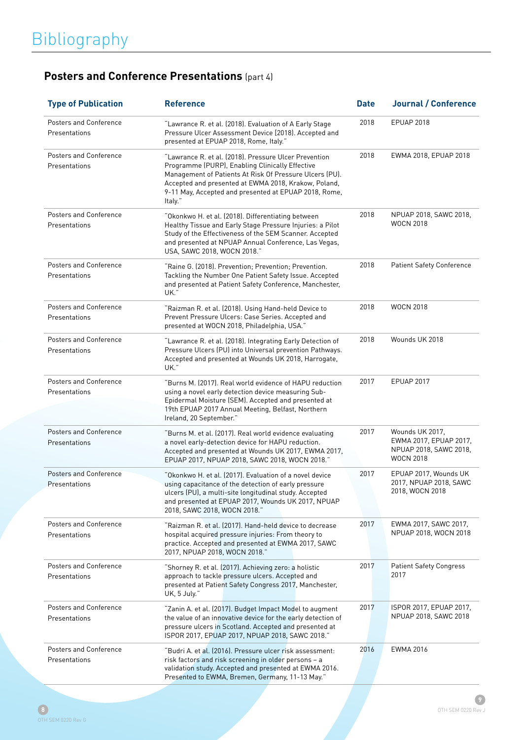# Bibliography

## **Posters and Conference Presentations** (part 4)

| Type of Publication | Reference | Date | Journal / Conference |
|---|---|---|---|
| Posters and Conference Presentations | "Lawrance R. et al. (2018). Evaluation of A Early Stage Pressure Ulcer Assessment Device (2018). Accepted and presented at EPUAP 2018, Rome, Italy." | 2018 | EPUAP 2018 |
| Posters and Conference Presentations | "Lawrance R. et al. (2018). Pressure Ulcer Prevention Programme (PURP), Enabling Clinically Effective Management of Patients At Risk Of Pressure Ulcers (PU). Accepted and presented at EWMA 2018, Krakow, Poland, 9-11 May, Accepted and presented at EPUAP 2018, Rome, Italy." | 2018 | EWMA 2018, EPUAP 2018 |
| Posters and Conference Presentations | "Okonkwo H. et al. (2018). Differentiating between Healthy Tissue and Early Stage Pressure Injuries: a Pilot Study of the Effectiveness of the SEM Scanner. Accepted and presented at NPUAP Annual Conference, Las Vegas, USA, SAWC 2018, WOCN 2018." | 2018 | NPUAP 2018, SAWC 2018, WOCN 2018 |
| Posters and Conference Presentations | "Raine G. (2018). Prevention; Prevention; Prevention. Tackling the Number One Patient Safety Issue. Accepted and presented at Patient Safety Conference, Manchester, UK." | 2018 | Patient Safety Conference |
| Posters and Conference Presentations | "Raizman R. et al. (2018). Using Hand-held Device to Prevent Pressure Ulcers: Case Series. Accepted and presented at WOCN 2018, Philadelphia, USA." | 2018 | WOCN 2018 |
| Posters and Conference Presentations | "Lawrence R. et al. (2018). Integrating Early Detection of Pressure Ulcers (PU) into Universal prevention Pathways. Accepted and presented at Wounds UK 2018, Harrogate, UK." | 2018 | Wounds UK 2018 |
| Posters and Conference Presentations | "Burns M. (2017). Real world evidence of HAPU reduction using a novel early detection device measuring Sub-Epidermal Moisture (SEM). Accepted and presented at 19th EPUAP 2017 Annual Meeting, Belfast, Northern Ireland, 20 September." | 2017 | EPUAP 2017 |
| Posters and Conference Presentations | "Burns M. et al. (2017). Real world evidence evaluating a novel early-detection device for HAPU reduction. Accepted and presented at Wounds UK 2017, EWMA 2017, EPUAP 2017, NPUAP 2018, SAWC 2018, WOCN 2018." | 2017 | Wounds UK 2017, EWMA 2017, EPUAP 2017, NPUAP 2018, SAWC 2018, WOCN 2018 |
| Posters and Conference Presentations | "Okonkwo H. et al. (2017). Evaluation of a novel device using capacitance of the detection of early pressure ulcers (PU), a multi-site longitudinal study. Accepted and presented at EPUAP 2017, Wounds UK 2017, NPUAP 2018, SAWC 2018, WOCN 2018." | 2017 | EPUAP 2017, Wounds UK 2017, NPUAP 2018, SAWC 2018, WOCN 2018 |
| Posters and Conference Presentations | "Raizman R. et al. (2017). Hand-held device to decrease hospital acquired pressure injuries: From theory to practice. Accepted and presented at EWMA 2017, SAWC 2017, NPUAP 2018, WOCN 2018." | 2017 | EWMA 2017, SAWC 2017, NPUAP 2018, WOCN 2018 |
| Posters and Conference Presentations | "Shorney R. et al. (2017). Achieving zero: a holistic approach to tackle pressure ulcers. Accepted and presented at Patient Safety Congress 2017, Manchester, UK, 5 July." | 2017 | Patient Safety Congress 2017 |
| Posters and Conference Presentations | "Zanin A. et al. (2017). Budget Impact Model to augment the value of an innovative device for the early detection of pressure ulcers in Scotland. Accepted and presented at ISPOR 2017, EPUAP 2017, NPUAP 2018, SAWC 2018." | 2017 | ISPOR 2017, EPUAP 2017, NPUAP 2018, SAWC 2018 |
| Posters and Conference Presentations | "Budri A. et al. (2016). Pressure ulcer risk assessment: risk factors and risk screening in older persons – a validation study. Accepted and presented at EWMA 2016. Presented to EWMA, Bremen, Germany, 11-13 May." | 2016 | EWMA 2016 |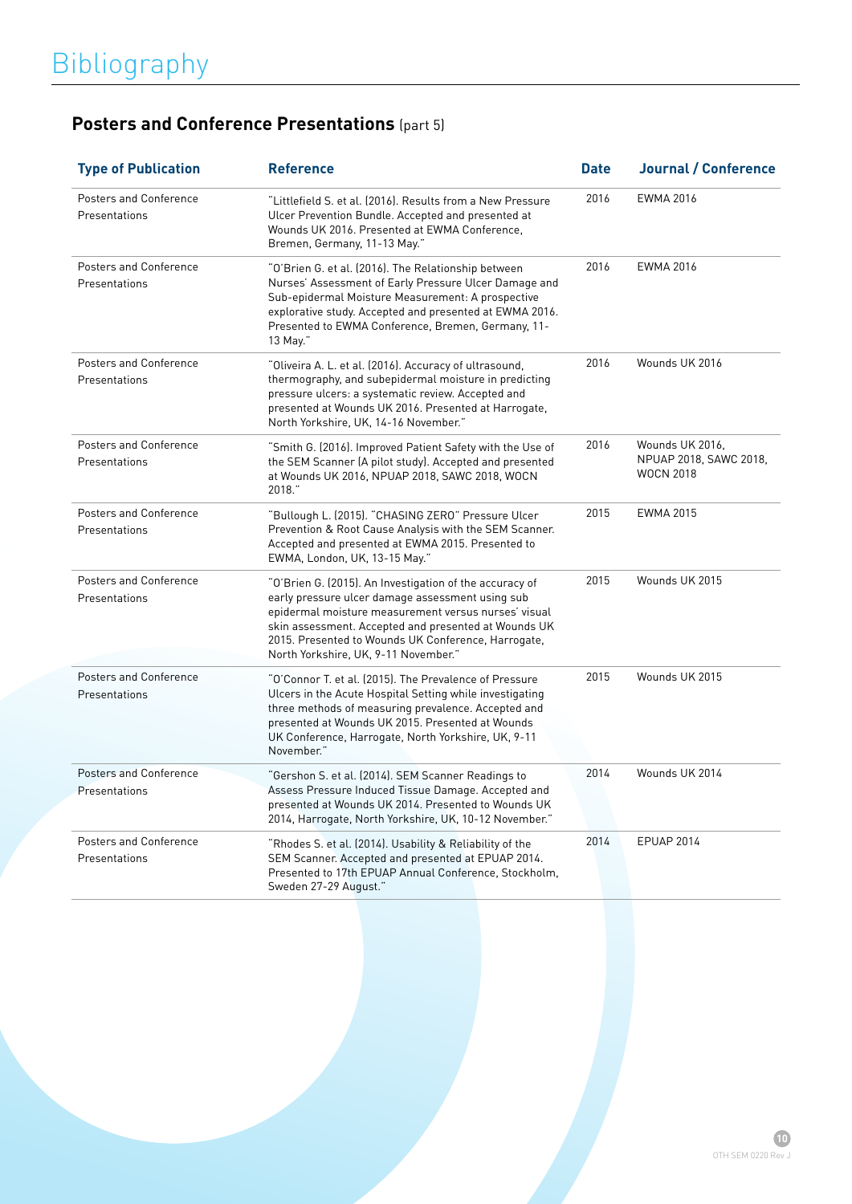# Bibliography

## **Posters and Conference Presentations** (part 5)

| Type of Publication | Reference | Date | Journal / Conference |
|---|---|---|---|
| Posters and Conference Presentations | "Littlefield S. et al. (2016). Results from a New Pressure Ulcer Prevention Bundle. Accepted and presented at Wounds UK 2016. Presented at EWMA Conference, Bremen, Germany, 11-13 May." | 2016 | EWMA 2016 |
| Posters and Conference Presentations | "O'Brien G. et al. (2016). The Relationship between Nurses' Assessment of Early Pressure Ulcer Damage and Sub-epidermal Moisture Measurement: A prospective explorative study. Accepted and presented at EWMA 2016. Presented to EWMA Conference, Bremen, Germany, 11-13 May." | 2016 | EWMA 2016 |
| Posters and Conference Presentations | "Oliveira A. L. et al. (2016). Accuracy of ultrasound, thermography, and subepidermal moisture in predicting pressure ulcers: a systematic review. Accepted and presented at Wounds UK 2016. Presented at Harrogate, North Yorkshire, UK, 14-16 November." | 2016 | Wounds UK 2016 |
| Posters and Conference Presentations | "Smith G. (2016). Improved Patient Safety with the Use of the SEM Scanner (A pilot study). Accepted and presented at Wounds UK 2016, NPUAP 2018, SAWC 2018, WOCN 2018." | 2016 | Wounds UK 2016, NPUAP 2018, SAWC 2018, WOCN 2018 |
| Posters and Conference Presentations | "Bullough L. (2015). "CHASING ZERO" Pressure Ulcer Prevention & Root Cause Analysis with the SEM Scanner. Accepted and presented at EWMA 2015. Presented to EWMA, London, UK, 13-15 May." | 2015 | EWMA 2015 |
| Posters and Conference Presentations | "O'Brien G. (2015). An Investigation of the accuracy of early pressure ulcer damage assessment using sub epidermal moisture measurement versus nurses' visual skin assessment. Accepted and presented at Wounds UK 2015. Presented to Wounds UK Conference, Harrogate, North Yorkshire, UK, 9-11 November." | 2015 | Wounds UK 2015 |
| Posters and Conference Presentations | "O'Connor T. et al. (2015). The Prevalence of Pressure Ulcers in the Acute Hospital Setting while investigating three methods of measuring prevalence. Accepted and presented at Wounds UK 2015. Presented at Wounds UK Conference, Harrogate, North Yorkshire, UK, 9-11 November." | 2015 | Wounds UK 2015 |
| Posters and Conference Presentations | "Gershon S. et al. (2014). SEM Scanner Readings to Assess Pressure Induced Tissue Damage. Accepted and presented at Wounds UK 2014. Presented to Wounds UK 2014, Harrogate, North Yorkshire, UK, 10-12 November." | 2014 | Wounds UK 2014 |
| Posters and Conference Presentations | "Rhodes S. et al. (2014). Usability & Reliability of the SEM Scanner. Accepted and presented at EPUAP 2014. Presented to 17th EPUAP Annual Conference, Stockholm, Sweden 27-29 August." | 2014 | EPUAP 2014 |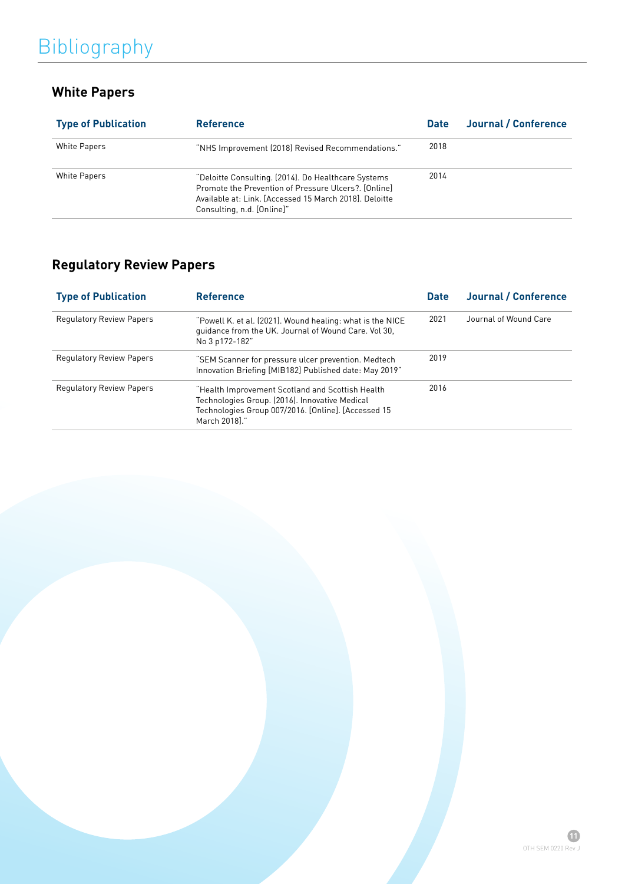# Bibliography

## White Papers

| Type of Publication | Reference | Date | Journal / Conference |
|---|---|---|---|
| White Papers | "NHS Improvement (2018) Revised Recommendations." | 2018 | |
| White Papers | "Deloitte Consulting. (2014). Do Healthcare Systems Promote the Prevention of Pressure Ulcers?. [Online] Available at: Link. [Accessed 15 March 2018]. Deloitte Consulting, n.d. [Online]" | 2014 | |

## Regulatory Review Papers

| Type of Publication | Reference | Date | Journal / Conference |
|---|---|---|---|
| Regulatory Review Papers | "Powell K. et al. (2021). Wound healing: what is the NICE guidance from the UK. Journal of Wound Care. Vol 30, No 3 p172-182" | 2021 | Journal of Wound Care |
| Regulatory Review Papers | "SEM Scanner for pressure ulcer prevention. Medtech Innovation Briefing [MIB182] Published date: May 2019" | 2019 | |
| Regulatory Review Papers | "Health Improvement Scotland and Scottish Health Technologies Group. (2016). Innovative Medical Technologies Group 007/2016. [Online]. [Accessed 15 March 2018]." | 2016 | |

OTH SEM 0220 Rev J